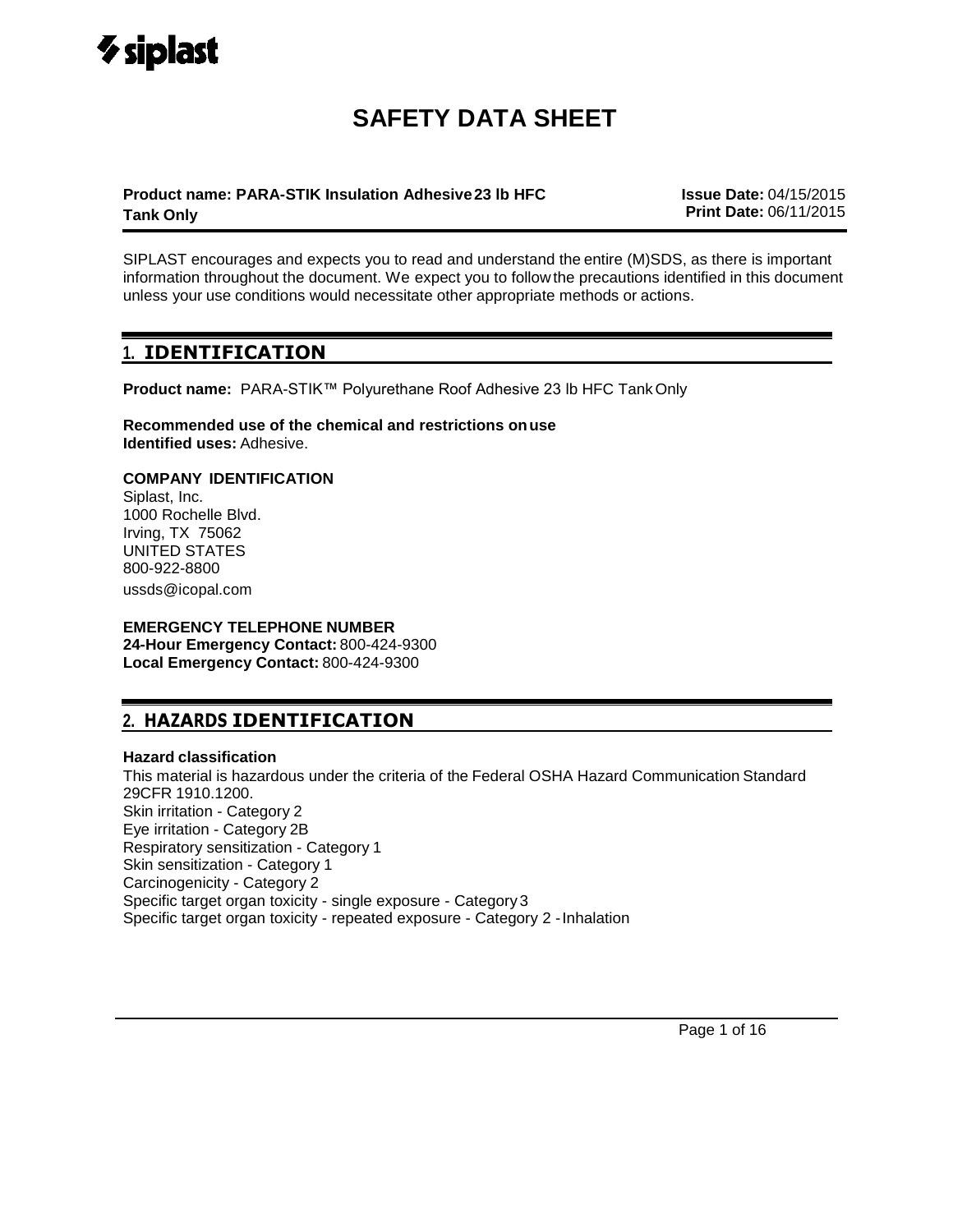# SAFETY DATA SHEET

**Product name: PARA-STIK Insulation Adhesive 23 lb HFC Tank Only**

**Issue Date:** 04/15/2015
**Print Date:** 06/11/2015

SIPLAST encourages and expects you to read and understand the entire (M)SDS, as there is important information throughout the document. We expect you to follow the precautions identified in this document unless your use conditions would necessitate other appropriate methods or actions.

## 1. IDENTIFICATION

**Product name:** PARA-STIK™ Polyurethane Roof Adhesive 23 lb HFC Tank Only

**Recommended use of the chemical and restrictions on use**
**Identified uses:** Adhesive.

**COMPANY IDENTIFICATION**
Siplast, Inc.
1000 Rochelle Blvd.
Irving, TX 75062
UNITED STATES
800-922-8800
ussds@icopal.com

**EMERGENCY TELEPHONE NUMBER**
**24-Hour Emergency Contact:** 800-424-9300
**Local Emergency Contact:** 800-424-9300

## 2. HAZARDS IDENTIFICATION

**Hazard classification**
This material is hazardous under the criteria of the Federal OSHA Hazard Communication Standard 29CFR 1910.1200.
Skin irritation - Category 2
Eye irritation - Category 2B
Respiratory sensitization - Category 1
Skin sensitization - Category 1
Carcinogenicity - Category 2
Specific target organ toxicity - single exposure - Category 3
Specific target organ toxicity - repeated exposure - Category 2 - Inhalation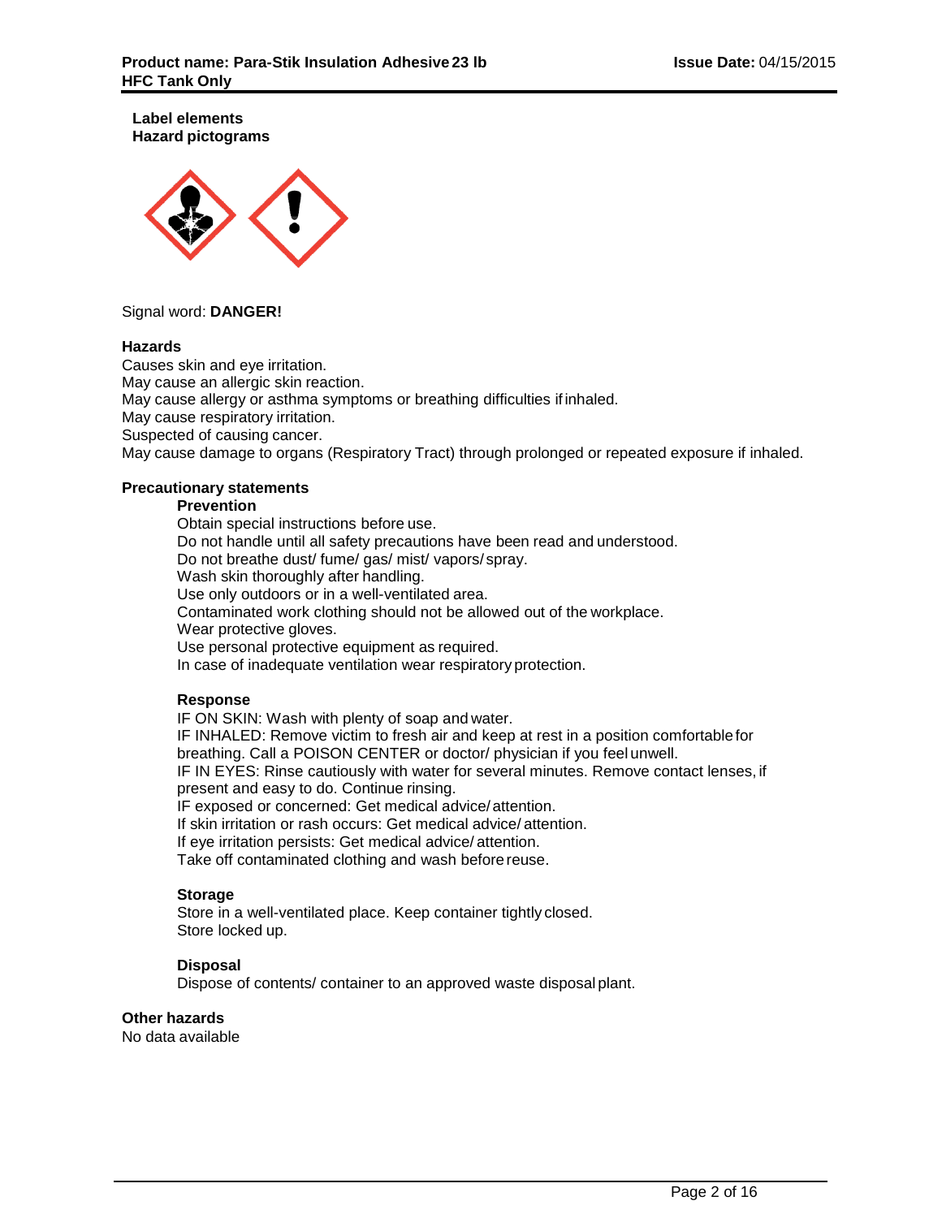**Label elements**
**Hazard pictograms**

Signal word: **DANGER!**

**Hazards**

Causes skin and eye irritation.
May cause an allergic skin reaction.
May cause allergy or asthma symptoms or breathing difficulties if inhaled.
May cause respiratory irritation.
Suspected of causing cancer.
May cause damage to organs (Respiratory Tract) through prolonged or repeated exposure if inhaled.

**Precautionary statements**

**Prevention**

Obtain special instructions before use.
Do not handle until all safety precautions have been read and understood.
Do not breathe dust/ fume/ gas/ mist/ vapors/ spray.
Wash skin thoroughly after handling.
Use only outdoors or in a well-ventilated area.
Contaminated work clothing should not be allowed out of the workplace.
Wear protective gloves.
Use personal protective equipment as required.
In case of inadequate ventilation wear respiratory protection.

**Response**

IF ON SKIN: Wash with plenty of soap and water.
IF INHALED: Remove victim to fresh air and keep at rest in a position comfortable for breathing. Call a POISON CENTER or doctor/ physician if you feel unwell.
IF IN EYES: Rinse cautiously with water for several minutes. Remove contact lenses, if present and easy to do. Continue rinsing.
IF exposed or concerned: Get medical advice/ attention.
If skin irritation or rash occurs: Get medical advice/ attention.
If eye irritation persists: Get medical advice/ attention.
Take off contaminated clothing and wash before reuse.

**Storage**

Store in a well-ventilated place. Keep container tightly closed.
Store locked up.

**Disposal**

Dispose of contents/ container to an approved waste disposal plant.

**Other hazards**

No data available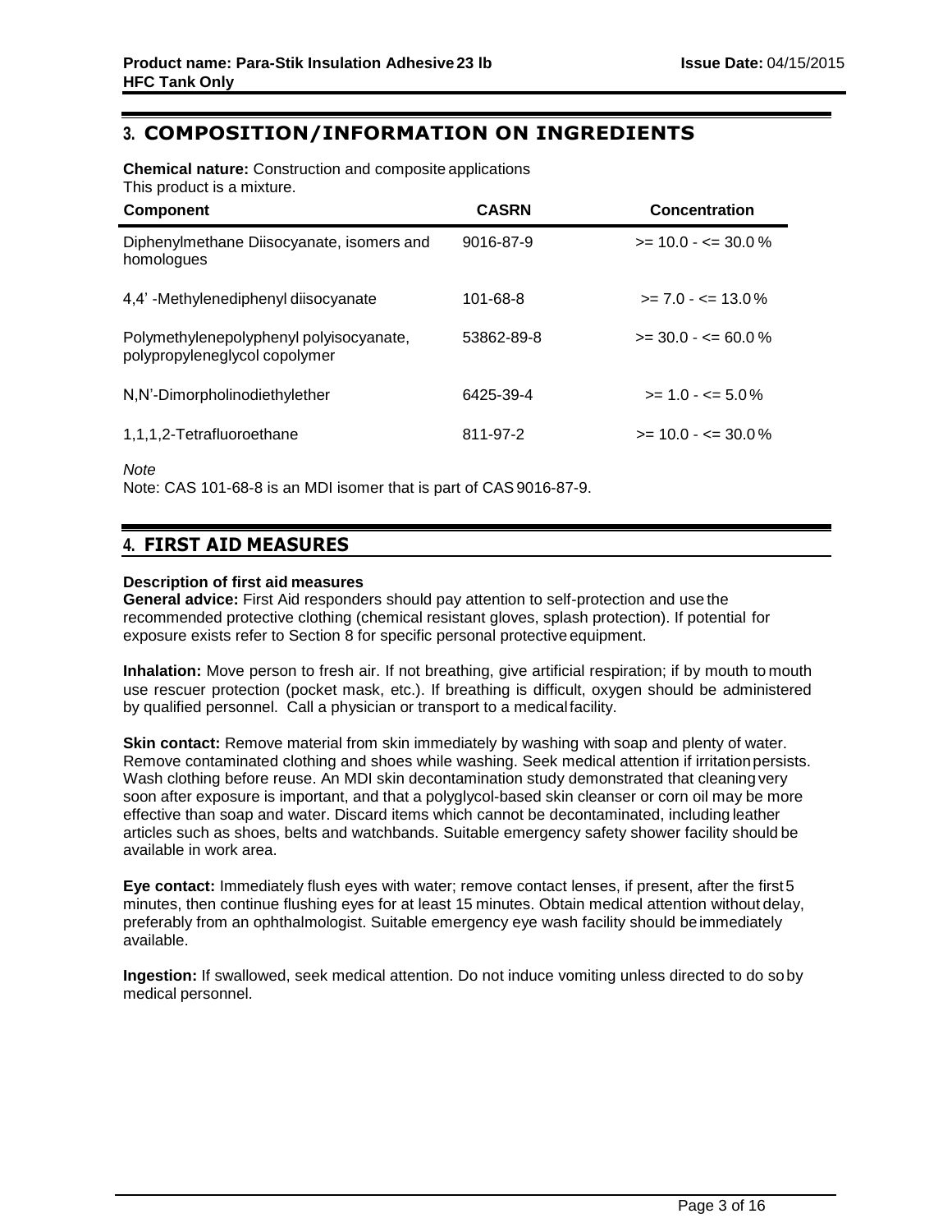## 3. COMPOSITION/INFORMATION ON INGREDIENTS

**Chemical nature:** Construction and composite applications
This product is a mixture.

| Component | CASRN | Concentration |
|---|---|---|
| Diphenylmethane Diisocyanate, isomers and homologues | 9016-87-9 | >= 10.0 - <= 30.0 % |
| 4,4' -Methylenediphenyl diisocyanate | 101-68-8 | >= 7.0 - <= 13.0 % |
| Polymethylenepolyphenyl polyisocyanate, polypropyleneglycol copolymer | 53862-89-8 | >= 30.0 - <= 60.0 % |
| N,N'-Dimorpholinodiethylether | 6425-39-4 | >= 1.0 - <= 5.0 % |
| 1,1,1,2-Tetrafluoroethane | 811-97-2 | >= 10.0 - <= 30.0 % |

*Note*

Note: CAS 101-68-8 is an MDI isomer that is part of CAS 9016-87-9.

## 4. FIRST AID MEASURES

**Description of first aid measures**

**General advice:** First Aid responders should pay attention to self-protection and use the recommended protective clothing (chemical resistant gloves, splash protection). If potential for exposure exists refer to Section 8 for specific personal protective equipment.

**Inhalation:** Move person to fresh air. If not breathing, give artificial respiration; if by mouth to mouth use rescuer protection (pocket mask, etc.). If breathing is difficult, oxygen should be administered by qualified personnel. Call a physician or transport to a medical facility.

**Skin contact:** Remove material from skin immediately by washing with soap and plenty of water. Remove contaminated clothing and shoes while washing. Seek medical attention if irritation persists. Wash clothing before reuse. An MDI skin decontamination study demonstrated that cleaning very soon after exposure is important, and that a polyglycol-based skin cleanser or corn oil may be more effective than soap and water. Discard items which cannot be decontaminated, including leather articles such as shoes, belts and watchbands. Suitable emergency safety shower facility should be available in work area.

**Eye contact:** Immediately flush eyes with water; remove contact lenses, if present, after the first 5 minutes, then continue flushing eyes for at least 15 minutes. Obtain medical attention without delay, preferably from an ophthalmologist. Suitable emergency eye wash facility should be immediately available.

**Ingestion:** If swallowed, seek medical attention. Do not induce vomiting unless directed to do so by medical personnel.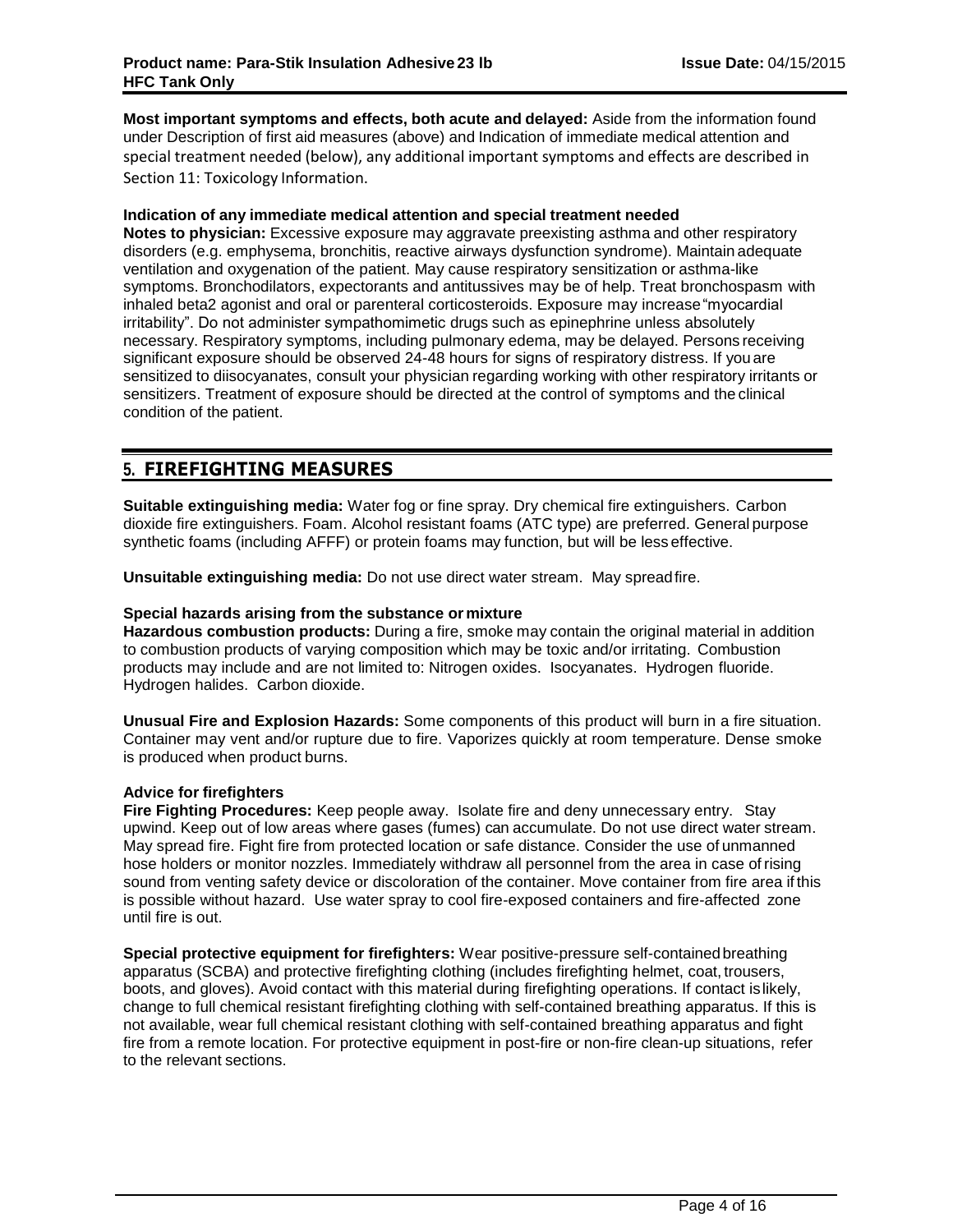**Most important symptoms and effects, both acute and delayed:** Aside from the information found under Description of first aid measures (above) and Indication of immediate medical attention and special treatment needed (below), any additional important symptoms and effects are described in Section 11: Toxicology Information.

**Indication of any immediate medical attention and special treatment needed**

**Notes to physician:** Excessive exposure may aggravate preexisting asthma and other respiratory disorders (e.g. emphysema, bronchitis, reactive airways dysfunction syndrome). Maintain adequate ventilation and oxygenation of the patient. May cause respiratory sensitization or asthma-like symptoms. Bronchodilators, expectorants and antitussives may be of help. Treat bronchospasm with inhaled beta2 agonist and oral or parenteral corticosteroids. Exposure may increase "myocardial irritability". Do not administer sympathomimetic drugs such as epinephrine unless absolutely necessary. Respiratory symptoms, including pulmonary edema, may be delayed. Persons receiving significant exposure should be observed 24-48 hours for signs of respiratory distress. If you are sensitized to diisocyanates, consult your physician regarding working with other respiratory irritants or sensitizers. Treatment of exposure should be directed at the control of symptoms and the clinical condition of the patient.

## 5. FIREFIGHTING MEASURES

**Suitable extinguishing media:** Water fog or fine spray. Dry chemical fire extinguishers. Carbon dioxide fire extinguishers. Foam. Alcohol resistant foams (ATC type) are preferred. General purpose synthetic foams (including AFFF) or protein foams may function, but will be less effective.

**Unsuitable extinguishing media:** Do not use direct water stream. May spread fire.

**Special hazards arising from the substance or mixture**

**Hazardous combustion products:** During a fire, smoke may contain the original material in addition to combustion products of varying composition which may be toxic and/or irritating. Combustion products may include and are not limited to: Nitrogen oxides. Isocyanates. Hydrogen fluoride. Hydrogen halides. Carbon dioxide.

**Unusual Fire and Explosion Hazards:** Some components of this product will burn in a fire situation. Container may vent and/or rupture due to fire. Vaporizes quickly at room temperature. Dense smoke is produced when product burns.

**Advice for firefighters**

**Fire Fighting Procedures:** Keep people away. Isolate fire and deny unnecessary entry. Stay upwind. Keep out of low areas where gases (fumes) can accumulate. Do not use direct water stream. May spread fire. Fight fire from protected location or safe distance. Consider the use of unmanned hose holders or monitor nozzles. Immediately withdraw all personnel from the area in case of rising sound from venting safety device or discoloration of the container. Move container from fire area if this is possible without hazard. Use water spray to cool fire-exposed containers and fire-affected zone until fire is out.

**Special protective equipment for firefighters:** Wear positive-pressure self-contained breathing apparatus (SCBA) and protective firefighting clothing (includes firefighting helmet, coat, trousers, boots, and gloves). Avoid contact with this material during firefighting operations. If contact is likely, change to full chemical resistant firefighting clothing with self-contained breathing apparatus. If this is not available, wear full chemical resistant clothing with self-contained breathing apparatus and fight fire from a remote location. For protective equipment in post-fire or non-fire clean-up situations, refer to the relevant sections.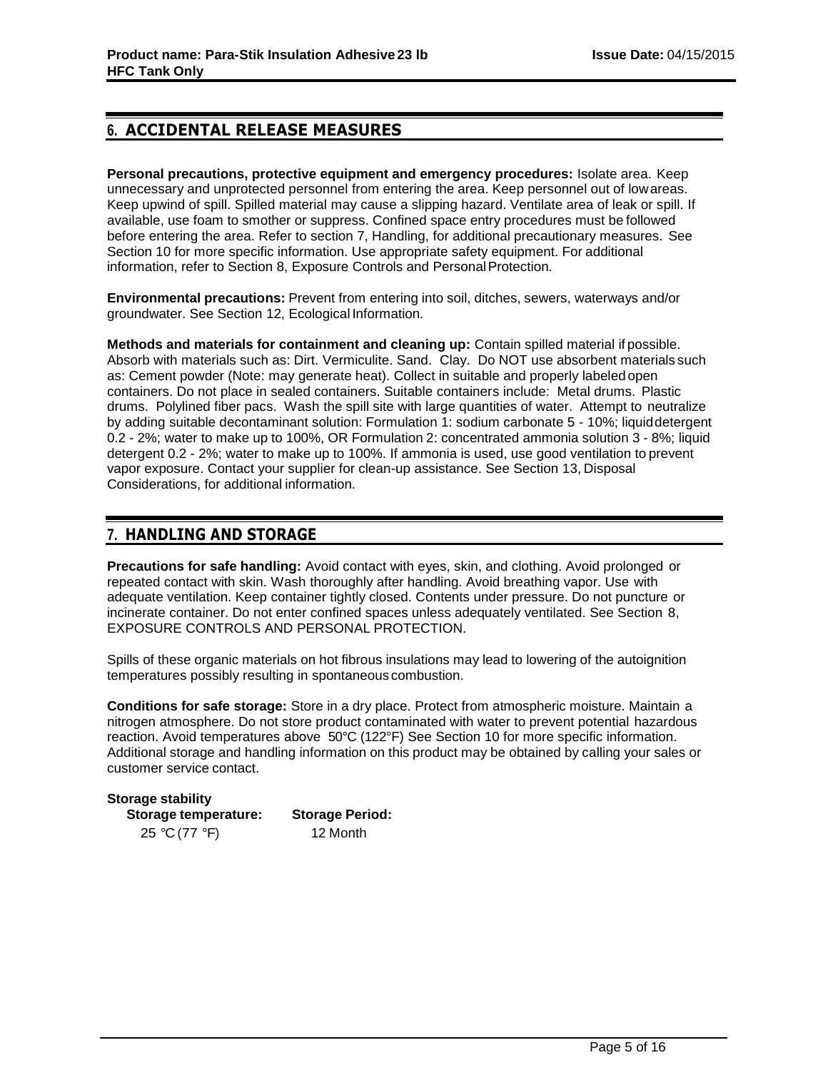## 6. ACCIDENTAL RELEASE MEASURES

**Personal precautions, protective equipment and emergency procedures:** Isolate area. Keep unnecessary and unprotected personnel from entering the area. Keep personnel out of low areas. Keep upwind of spill. Spilled material may cause a slipping hazard. Ventilate area of leak or spill. If available, use foam to smother or suppress. Confined space entry procedures must be followed before entering the area. Refer to section 7, Handling, for additional precautionary measures. See Section 10 for more specific information. Use appropriate safety equipment. For additional information, refer to Section 8, Exposure Controls and Personal Protection.

**Environmental precautions:** Prevent from entering into soil, ditches, sewers, waterways and/or groundwater. See Section 12, Ecological Information.

**Methods and materials for containment and cleaning up:** Contain spilled material if possible. Absorb with materials such as: Dirt. Vermiculite. Sand. Clay. Do NOT use absorbent materials such as: Cement powder (Note: may generate heat). Collect in suitable and properly labeled open containers. Do not place in sealed containers. Suitable containers include: Metal drums. Plastic drums. Polylined fiber pacs. Wash the spill site with large quantities of water. Attempt to neutralize by adding suitable decontaminant solution: Formulation 1: sodium carbonate 5 - 10%; liquid detergent 0.2 - 2%; water to make up to 100%, OR Formulation 2: concentrated ammonia solution 3 - 8%; liquid detergent 0.2 - 2%; water to make up to 100%. If ammonia is used, use good ventilation to prevent vapor exposure. Contact your supplier for clean-up assistance. See Section 13, Disposal Considerations, for additional information.

## 7. HANDLING AND STORAGE

**Precautions for safe handling:** Avoid contact with eyes, skin, and clothing. Avoid prolonged or repeated contact with skin. Wash thoroughly after handling. Avoid breathing vapor. Use with adequate ventilation. Keep container tightly closed. Contents under pressure. Do not puncture or incinerate container. Do not enter confined spaces unless adequately ventilated. See Section 8, EXPOSURE CONTROLS AND PERSONAL PROTECTION.

Spills of these organic materials on hot fibrous insulations may lead to lowering of the autoignition temperatures possibly resulting in spontaneous combustion.

**Conditions for safe storage:** Store in a dry place. Protect from atmospheric moisture. Maintain a nitrogen atmosphere. Do not store product contaminated with water to prevent potential hazardous reaction. Avoid temperatures above 50°C (122°F) See Section 10 for more specific information. Additional storage and handling information on this product may be obtained by calling your sales or customer service contact.

**Storage stability**

| Storage temperature: | Storage Period: |
| --- | --- |
| 25 °C (77 °F) | 12 Month |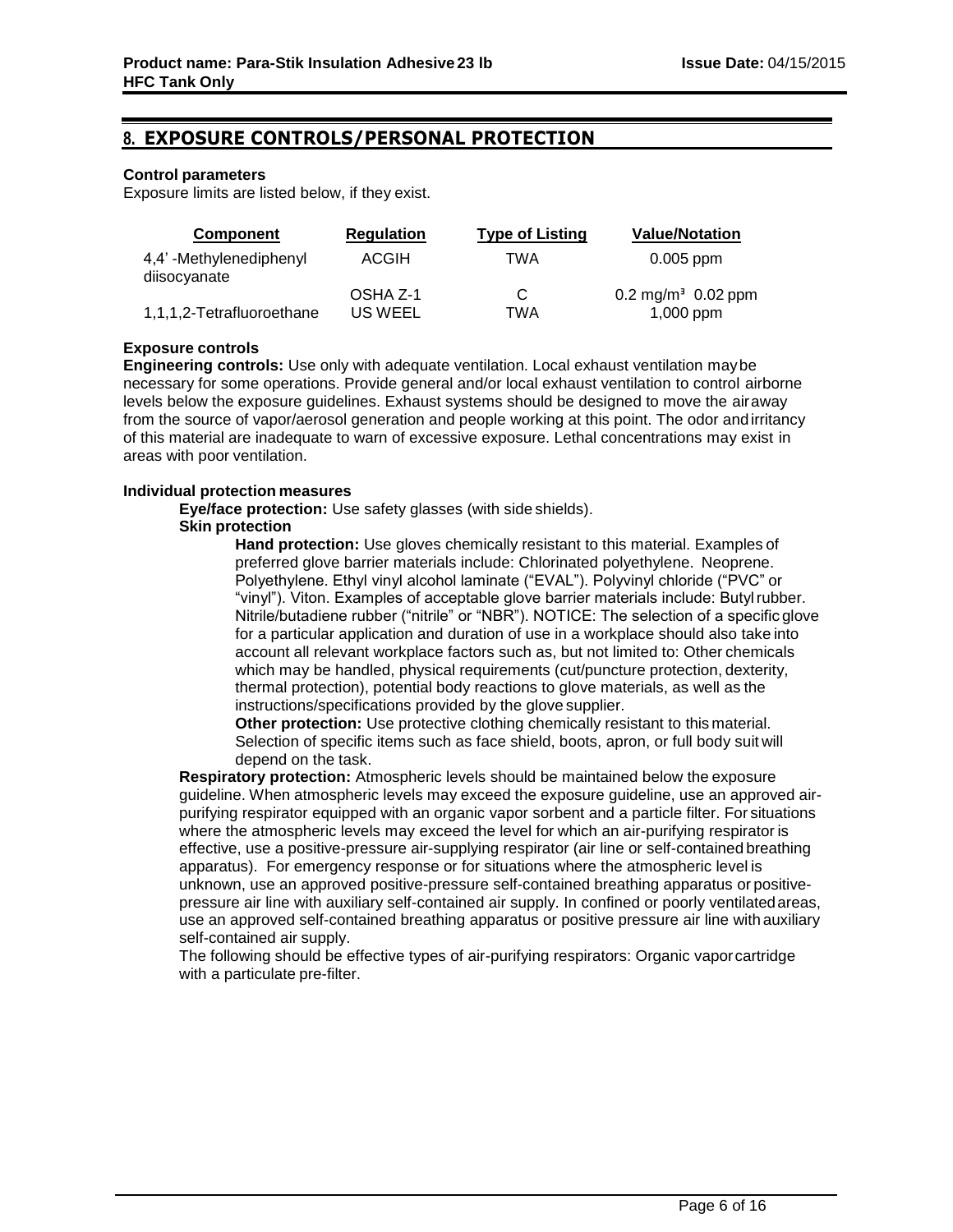## 8. EXPOSURE CONTROLS/PERSONAL PROTECTION

**Control parameters**

Exposure limits are listed below, if they exist.

| Component | Regulation | Type of Listing | Value/Notation |
|---|---|---|---|
| 4,4' -Methylenediphenyl diisocyanate | ACGIH | TWA | 0.005 ppm |
| | OSHA Z-1 | C | 0.2 $mg/m^3$ 0.02 ppm |
| 1,1,1,2-Tetrafluoroethane | US WEEL | TWA | 1,000 ppm |

**Exposure controls**

**Engineering controls:** Use only with adequate ventilation. Local exhaust ventilation may be necessary for some operations. Provide general and/or local exhaust ventilation to control airborne levels below the exposure guidelines. Exhaust systems should be designed to move the air away from the source of vapor/aerosol generation and people working at this point. The odor and irritancy of this material are inadequate to warn of excessive exposure. Lethal concentrations may exist in areas with poor ventilation.

**Individual protection measures**

**Eye/face protection:** Use safety glasses (with side shields).

**Skin protection**

**Hand protection:** Use gloves chemically resistant to this material. Examples of preferred glove barrier materials include: Chlorinated polyethylene. Neoprene. Polyethylene. Ethyl vinyl alcohol laminate ("EVAL"). Polyvinyl chloride ("PVC" or "vinyl"). Viton. Examples of acceptable glove barrier materials include: Butyl rubber. Nitrile/butadiene rubber ("nitrile" or "NBR"). NOTICE: The selection of a specific glove for a particular application and duration of use in a workplace should also take into account all relevant workplace factors such as, but not limited to: Other chemicals which may be handled, physical requirements (cut/puncture protection, dexterity, thermal protection), potential body reactions to glove materials, as well as the instructions/specifications provided by the glove supplier.

**Other protection:** Use protective clothing chemically resistant to this material. Selection of specific items such as face shield, boots, apron, or full body suit will depend on the task.

**Respiratory protection:** Atmospheric levels should be maintained below the exposure guideline. When atmospheric levels may exceed the exposure guideline, use an approved air-purifying respirator equipped with an organic vapor sorbent and a particle filter. For situations where the atmospheric levels may exceed the level for which an air-purifying respirator is effective, use a positive-pressure air-supplying respirator (air line or self-contained breathing apparatus). For emergency response or for situations where the atmospheric level is unknown, use an approved positive-pressure self-contained breathing apparatus or positive-pressure air line with auxiliary self-contained air supply. In confined or poorly ventilated areas, use an approved self-contained breathing apparatus or positive pressure air line with auxiliary self-contained air supply.

The following should be effective types of air-purifying respirators: Organic vapor cartridge with a particulate pre-filter.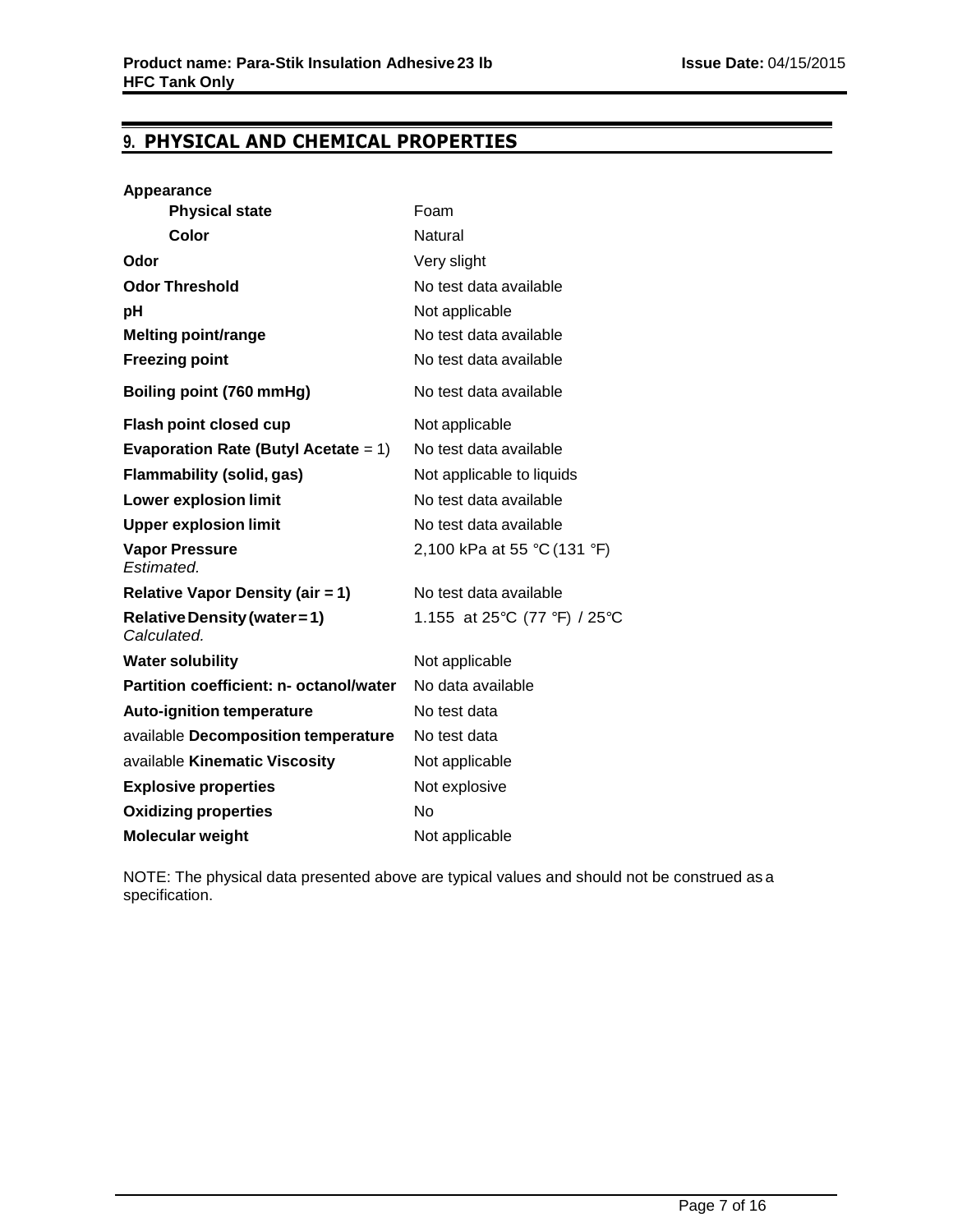## 9. PHYSICAL AND CHEMICAL PROPERTIES

| | |
|---|---|
| **Appearance** | |
| **Physical state** | Foam |
| **Color** | Natural |
| **Odor** | Very slight |
| **Odor Threshold** | No test data available |
| **pH** | Not applicable |
| **Melting point/range** | No test data available |
| **Freezing point** | No test data available |
| **Boiling point (760 mmHg)** | No test data available |
| **Flash point closed cup** | Not applicable |
| **Evaporation Rate (Butyl Acetate** = 1) | No test data available |
| **Flammability (solid, gas)** | Not applicable to liquids |
| **Lower explosion limit** | No test data available |
| **Upper explosion limit** | No test data available |
| **Vapor Pressure** *Estimated.* | 2,100 kPa at 55 °C (131 °F) |
| **Relative Vapor Density (air = 1)** | No test data available |
| **Relative Density (water = 1)** *Calculated.* | 1.155 at 25°C (77 °F) / 25°C |
| **Water solubility** | Not applicable |
| **Partition coefficient: n- octanol/water** | No data available |
| **Auto-ignition temperature** | No test data |
| available **Decomposition temperature** | No test data |
| available **Kinematic Viscosity** | Not applicable |
| **Explosive properties** | Not explosive |
| **Oxidizing properties** | No |
| **Molecular weight** | Not applicable |

NOTE: The physical data presented above are typical values and should not be construed as a specification.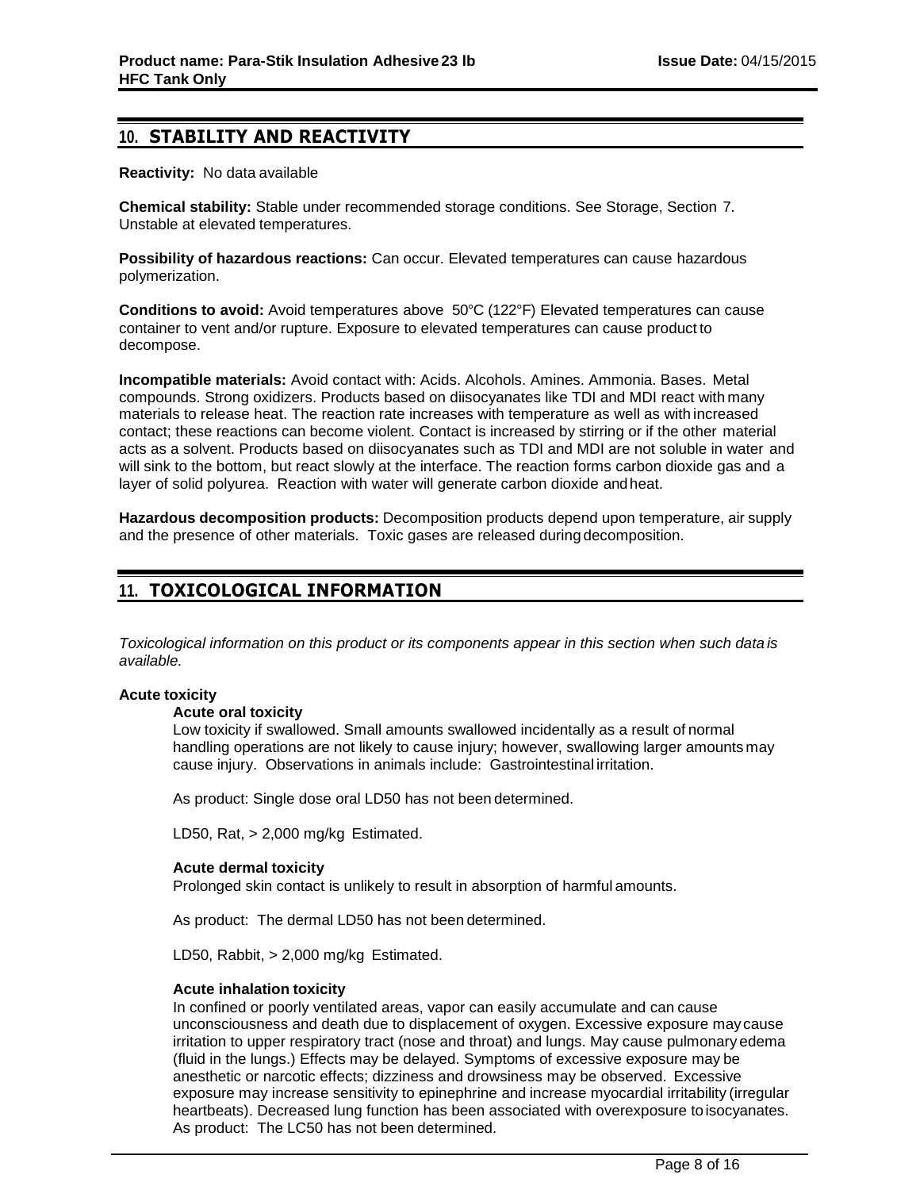## 10. STABILITY AND REACTIVITY

**Reactivity:** No data available

**Chemical stability:** Stable under recommended storage conditions. See Storage, Section 7. Unstable at elevated temperatures.

**Possibility of hazardous reactions:** Can occur. Elevated temperatures can cause hazardous polymerization.

**Conditions to avoid:** Avoid temperatures above 50°C (122°F) Elevated temperatures can cause container to vent and/or rupture. Exposure to elevated temperatures can cause product to decompose.

**Incompatible materials:** Avoid contact with: Acids. Alcohols. Amines. Ammonia. Bases. Metal compounds. Strong oxidizers. Products based on diisocyanates like TDI and MDI react with many materials to release heat. The reaction rate increases with temperature as well as with increased contact; these reactions can become violent. Contact is increased by stirring or if the other material acts as a solvent. Products based on diisocyanates such as TDI and MDI are not soluble in water and will sink to the bottom, but react slowly at the interface. The reaction forms carbon dioxide gas and a layer of solid polyurea. Reaction with water will generate carbon dioxide and heat.

**Hazardous decomposition products:** Decomposition products depend upon temperature, air supply and the presence of other materials. Toxic gases are released during decomposition.

## 11. TOXICOLOGICAL INFORMATION

*Toxicological information on this product or its components appear in this section when such data is available.*

**Acute toxicity**

**Acute oral toxicity**

Low toxicity if swallowed. Small amounts swallowed incidentally as a result of normal handling operations are not likely to cause injury; however, swallowing larger amounts may cause injury. Observations in animals include: Gastrointestinal irritation.

As product: Single dose oral LD50 has not been determined.

LD50, Rat, > 2,000 mg/kg Estimated.

**Acute dermal toxicity**

Prolonged skin contact is unlikely to result in absorption of harmful amounts.

As product: The dermal LD50 has not been determined.

LD50, Rabbit, > 2,000 mg/kg Estimated.

**Acute inhalation toxicity**

In confined or poorly ventilated areas, vapor can easily accumulate and can cause unconsciousness and death due to displacement of oxygen. Excessive exposure may cause irritation to upper respiratory tract (nose and throat) and lungs. May cause pulmonary edema (fluid in the lungs.) Effects may be delayed. Symptoms of excessive exposure may be anesthetic or narcotic effects; dizziness and drowsiness may be observed. Excessive exposure may increase sensitivity to epinephrine and increase myocardial irritability (irregular heartbeats). Decreased lung function has been associated with overexposure to isocyanates. As product: The LC50 has not been determined.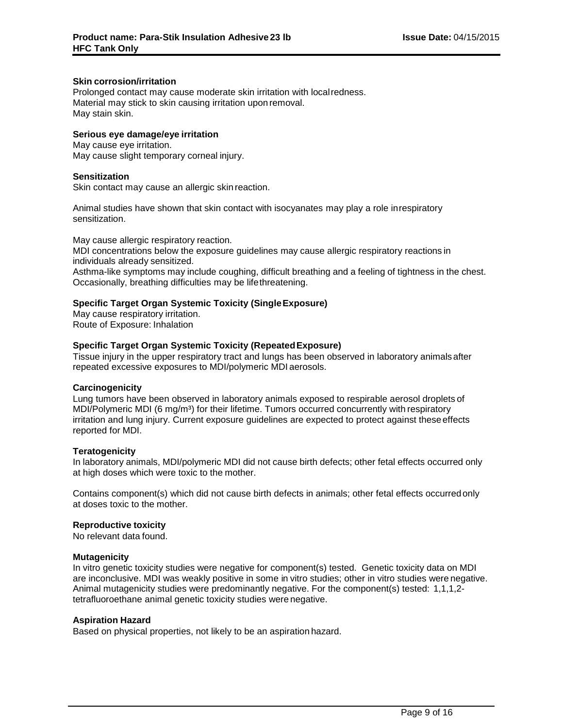**Skin corrosion/irritation**

Prolonged contact may cause moderate skin irritation with local redness.
Material may stick to skin causing irritation upon removal.
May stain skin.

**Serious eye damage/eye irritation**

May cause eye irritation.
May cause slight temporary corneal injury.

**Sensitization**

Skin contact may cause an allergic skin reaction.

Animal studies have shown that skin contact with isocyanates may play a role in respiratory sensitization.

May cause allergic respiratory reaction.
MDI concentrations below the exposure guidelines may cause allergic respiratory reactions in individuals already sensitized.
Asthma-like symptoms may include coughing, difficult breathing and a feeling of tightness in the chest. Occasionally, breathing difficulties may be life threatening.

**Specific Target Organ Systemic Toxicity (Single Exposure)**

May cause respiratory irritation.
Route of Exposure: Inhalation

**Specific Target Organ Systemic Toxicity (Repeated Exposure)**

Tissue injury in the upper respiratory tract and lungs has been observed in laboratory animals after repeated excessive exposures to MDI/polymeric MDI aerosols.

**Carcinogenicity**

Lung tumors have been observed in laboratory animals exposed to respirable aerosol droplets of MDI/Polymeric MDI (6 $mg/m^3$) for their lifetime. Tumors occurred concurrently with respiratory irritation and lung injury. Current exposure guidelines are expected to protect against these effects reported for MDI.

**Teratogenicity**

In laboratory animals, MDI/polymeric MDI did not cause birth defects; other fetal effects occurred only at high doses which were toxic to the mother.

Contains component(s) which did not cause birth defects in animals; other fetal effects occurred only at doses toxic to the mother.

**Reproductive toxicity**

No relevant data found.

**Mutagenicity**

In vitro genetic toxicity studies were negative for component(s) tested. Genetic toxicity data on MDI are inconclusive. MDI was weakly positive in some in vitro studies; other in vitro studies were negative. Animal mutagenicity studies were predominantly negative. For the component(s) tested: 1,1,1,2-tetrafluoroethane animal genetic toxicity studies were negative.

**Aspiration Hazard**

Based on physical properties, not likely to be an aspiration hazard.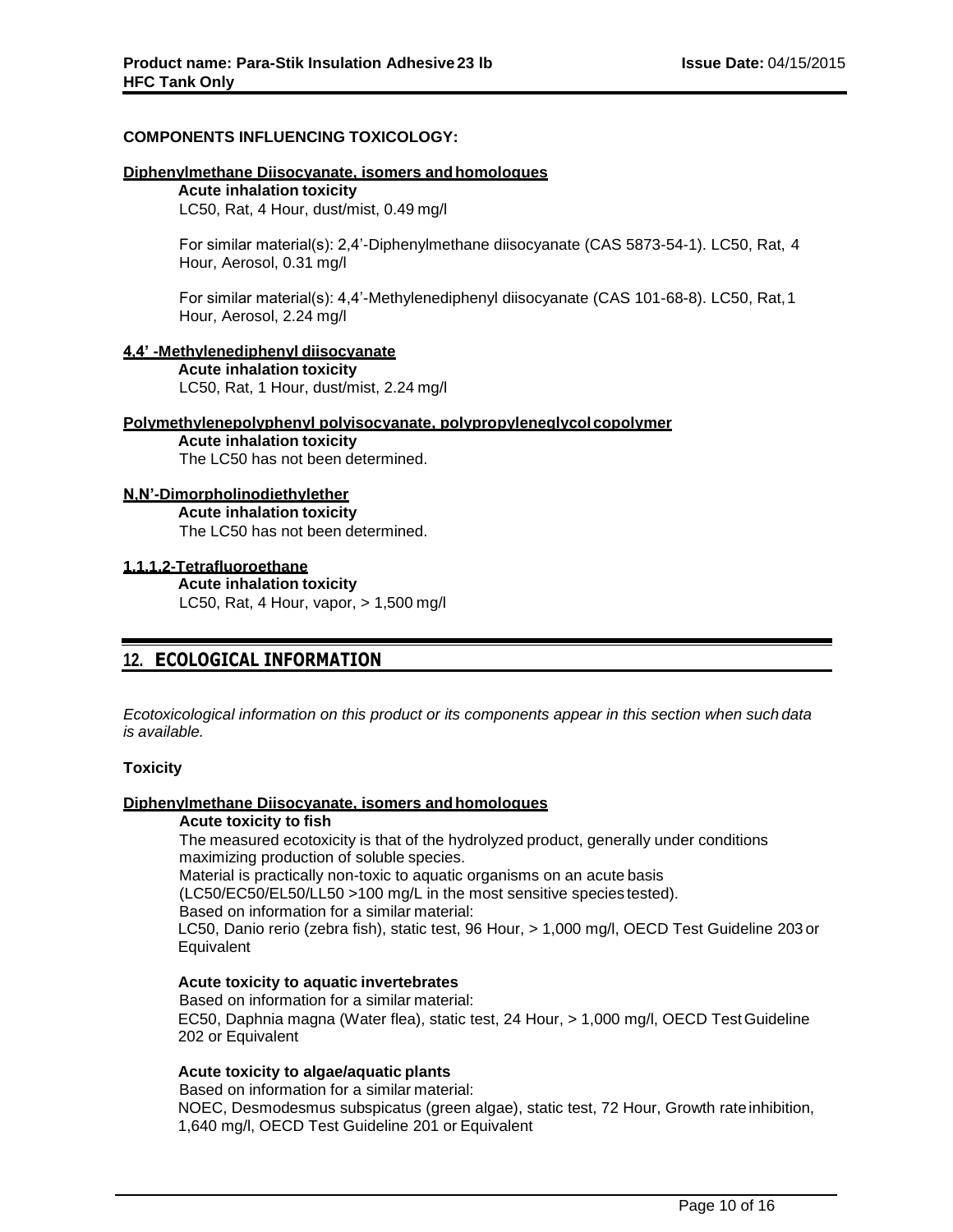**COMPONENTS INFLUENCING TOXICOLOGY:**

**Diphenylmethane Diisocyanate, isomers and homologues**

**Acute inhalation toxicity**
LC50, Rat, 4 Hour, dust/mist, 0.49 mg/l

For similar material(s): 2,4'-Diphenylmethane diisocyanate (CAS 5873-54-1). LC50, Rat, 4 Hour, Aerosol, 0.31 mg/l

For similar material(s): 4,4'-Methylenediphenyl diisocyanate (CAS 101-68-8). LC50, Rat, 1 Hour, Aerosol, 2.24 mg/l

**4,4' -Methylenediphenyl diisocyanate**

**Acute inhalation toxicity**
LC50, Rat, 1 Hour, dust/mist, 2.24 mg/l

**Polymethylenepolyphenyl polyisocyanate, polypropyleneglycol copolymer**

**Acute inhalation toxicity**
The LC50 has not been determined.

**N,N'-Dimorpholinodiethylether**

**Acute inhalation toxicity**
The LC50 has not been determined.

**1,1,1,2-Tetrafluoroethane**

**Acute inhalation toxicity**
LC50, Rat, 4 Hour, vapor, > 1,500 mg/l

## 12. ECOLOGICAL INFORMATION

*Ecotoxicological information on this product or its components appear in this section when such data is available.*

**Toxicity**

**Diphenylmethane Diisocyanate, isomers and homologues**

**Acute toxicity to fish**
The measured ecotoxicity is that of the hydrolyzed product, generally under conditions maximizing production of soluble species.
Material is practically non-toxic to aquatic organisms on an acute basis (LC50/EC50/EL50/LL50 >100 mg/L in the most sensitive species tested).
Based on information for a similar material:
LC50, Danio rerio (zebra fish), static test, 96 Hour, > 1,000 mg/l, OECD Test Guideline 203 or Equivalent

**Acute toxicity to aquatic invertebrates**
Based on information for a similar material:
EC50, Daphnia magna (Water flea), static test, 24 Hour, > 1,000 mg/l, OECD Test Guideline 202 or Equivalent

**Acute toxicity to algae/aquatic plants**
Based on information for a similar material:
NOEC, Desmodesmus subspicatus (green algae), static test, 72 Hour, Growth rate inhibition, 1,640 mg/l, OECD Test Guideline 201 or Equivalent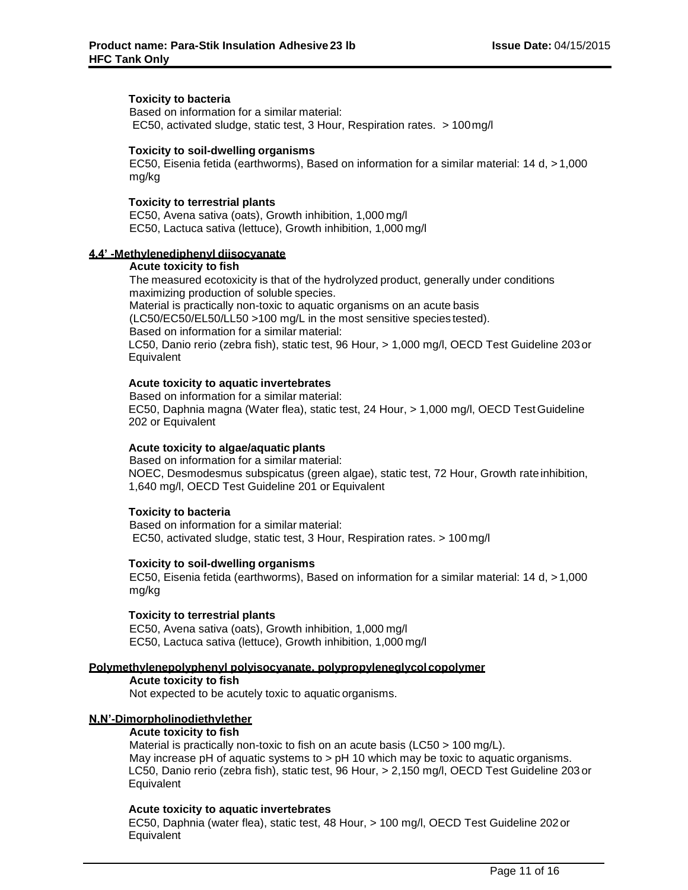**Toxicity to bacteria**
Based on information for a similar material:
EC50, activated sludge, static test, 3 Hour, Respiration rates. > 100 mg/l

**Toxicity to soil-dwelling organisms**
EC50, Eisenia fetida (earthworms), Based on information for a similar material: 14 d, > 1,000 mg/kg

**Toxicity to terrestrial plants**
EC50, Avena sativa (oats), Growth inhibition, 1,000 mg/l
EC50, Lactuca sativa (lettuce), Growth inhibition, 1,000 mg/l

**4,4' -Methylenediphenyl diisocyanate**

**Acute toxicity to fish**
The measured ecotoxicity is that of the hydrolyzed product, generally under conditions maximizing production of soluble species.
Material is practically non-toxic to aquatic organisms on an acute basis (LC50/EC50/EL50/LL50 >100 mg/L in the most sensitive species tested).
Based on information for a similar material:
LC50, Danio rerio (zebra fish), static test, 96 Hour, > 1,000 mg/l, OECD Test Guideline 203 or Equivalent

**Acute toxicity to aquatic invertebrates**
Based on information for a similar material:
EC50, Daphnia magna (Water flea), static test, 24 Hour, > 1,000 mg/l, OECD Test Guideline 202 or Equivalent

**Acute toxicity to algae/aquatic plants**
Based on information for a similar material:
NOEC, Desmodesmus subspicatus (green algae), static test, 72 Hour, Growth rate inhibition, 1,640 mg/l, OECD Test Guideline 201 or Equivalent

**Toxicity to bacteria**
Based on information for a similar material:
EC50, activated sludge, static test, 3 Hour, Respiration rates. > 100 mg/l

**Toxicity to soil-dwelling organisms**
EC50, Eisenia fetida (earthworms), Based on information for a similar material: 14 d, > 1,000 mg/kg

**Toxicity to terrestrial plants**
EC50, Avena sativa (oats), Growth inhibition, 1,000 mg/l
EC50, Lactuca sativa (lettuce), Growth inhibition, 1,000 mg/l

**Polymethylenepolyphenyl polyisocyanate, polypropyleneglycol copolymer**

**Acute toxicity to fish**
Not expected to be acutely toxic to aquatic organisms.

**N,N'-Dimorpholinodiethylether**

**Acute toxicity to fish**
Material is practically non-toxic to fish on an acute basis (LC50 > 100 mg/L).
May increase pH of aquatic systems to > pH 10 which may be toxic to aquatic organisms.
LC50, Danio rerio (zebra fish), static test, 96 Hour, > 2,150 mg/l, OECD Test Guideline 203 or Equivalent

**Acute toxicity to aquatic invertebrates**
EC50, Daphnia (water flea), static test, 48 Hour, > 100 mg/l, OECD Test Guideline 202 or Equivalent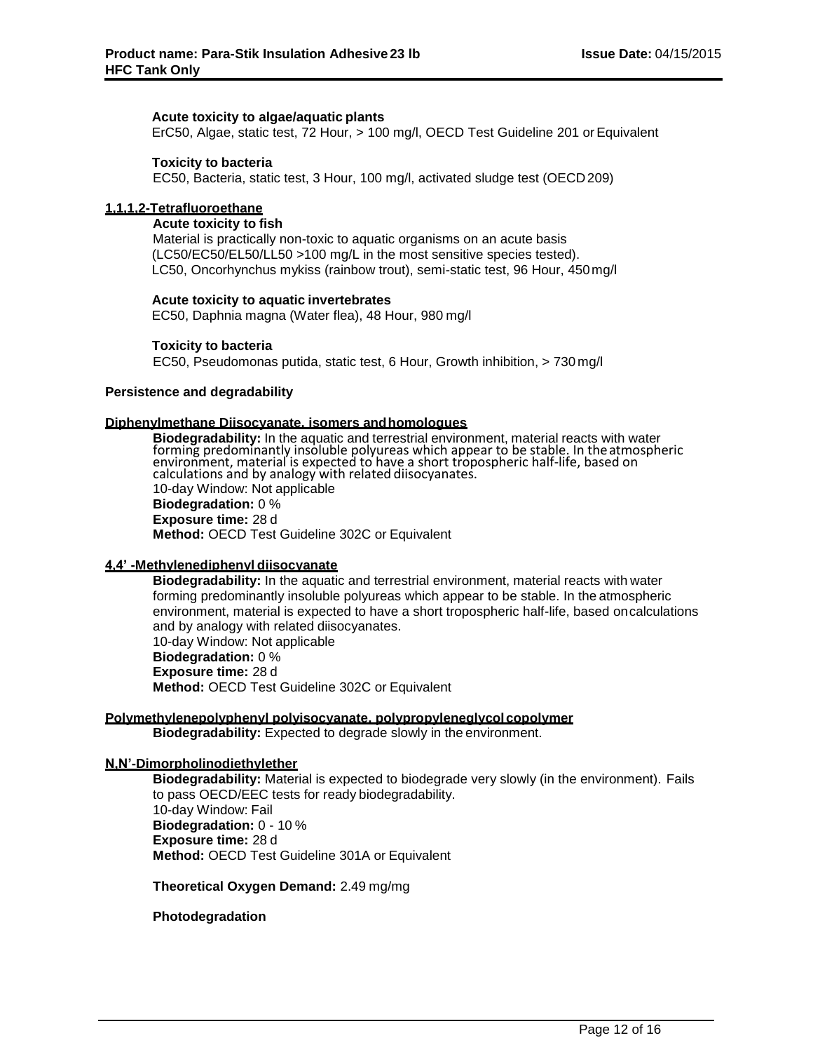**Acute toxicity to algae/aquatic plants**
ErC50, Algae, static test, 72 Hour, > 100 mg/l, OECD Test Guideline 201 or Equivalent

**Toxicity to bacteria**
EC50, Bacteria, static test, 3 Hour, 100 mg/l, activated sludge test (OECD 209)

**1,1,1,2-Tetrafluoroethane**

**Acute toxicity to fish**
Material is practically non-toxic to aquatic organisms on an acute basis (LC50/EC50/EL50/LL50 >100 mg/L in the most sensitive species tested).
LC50, Oncorhynchus mykiss (rainbow trout), semi-static test, 96 Hour, 450 mg/l

**Acute toxicity to aquatic invertebrates**
EC50, Daphnia magna (Water flea), 48 Hour, 980 mg/l

**Toxicity to bacteria**
EC50, Pseudomonas putida, static test, 6 Hour, Growth inhibition, > 730 mg/l

**Persistence and degradability**

**Diphenylmethane Diisocyanate, isomers and homologues**

**Biodegradability:** In the aquatic and terrestrial environment, material reacts with water forming predominantly insoluble polyureas which appear to be stable. In the atmospheric environment, material is expected to have a short tropospheric half-life, based on calculations and by analogy with related diisocyanates.
10-day Window: Not applicable
**Biodegradation:** 0 %
**Exposure time:** 28 d
**Method:** OECD Test Guideline 302C or Equivalent

**4,4' -Methylenediphenyl diisocyanate**

**Biodegradability:** In the aquatic and terrestrial environment, material reacts with water forming predominantly insoluble polyureas which appear to be stable. In the atmospheric environment, material is expected to have a short tropospheric half-life, based on calculations and by analogy with related diisocyanates.
10-day Window: Not applicable
**Biodegradation:** 0 %
**Exposure time:** 28 d
**Method:** OECD Test Guideline 302C or Equivalent

**Polymethylenepolyphenyl polyisocyanate, polypropyleneglycol copolymer**

**Biodegradability:** Expected to degrade slowly in the environment.

**N,N'-Dimorpholinodiethylether**

**Biodegradability:** Material is expected to biodegrade very slowly (in the environment). Fails to pass OECD/EEC tests for ready biodegradability.
10-day Window: Fail
**Biodegradation:** 0 - 10 %
**Exposure time:** 28 d
**Method:** OECD Test Guideline 301A or Equivalent

**Theoretical Oxygen Demand:** 2.49 mg/mg

**Photodegradation**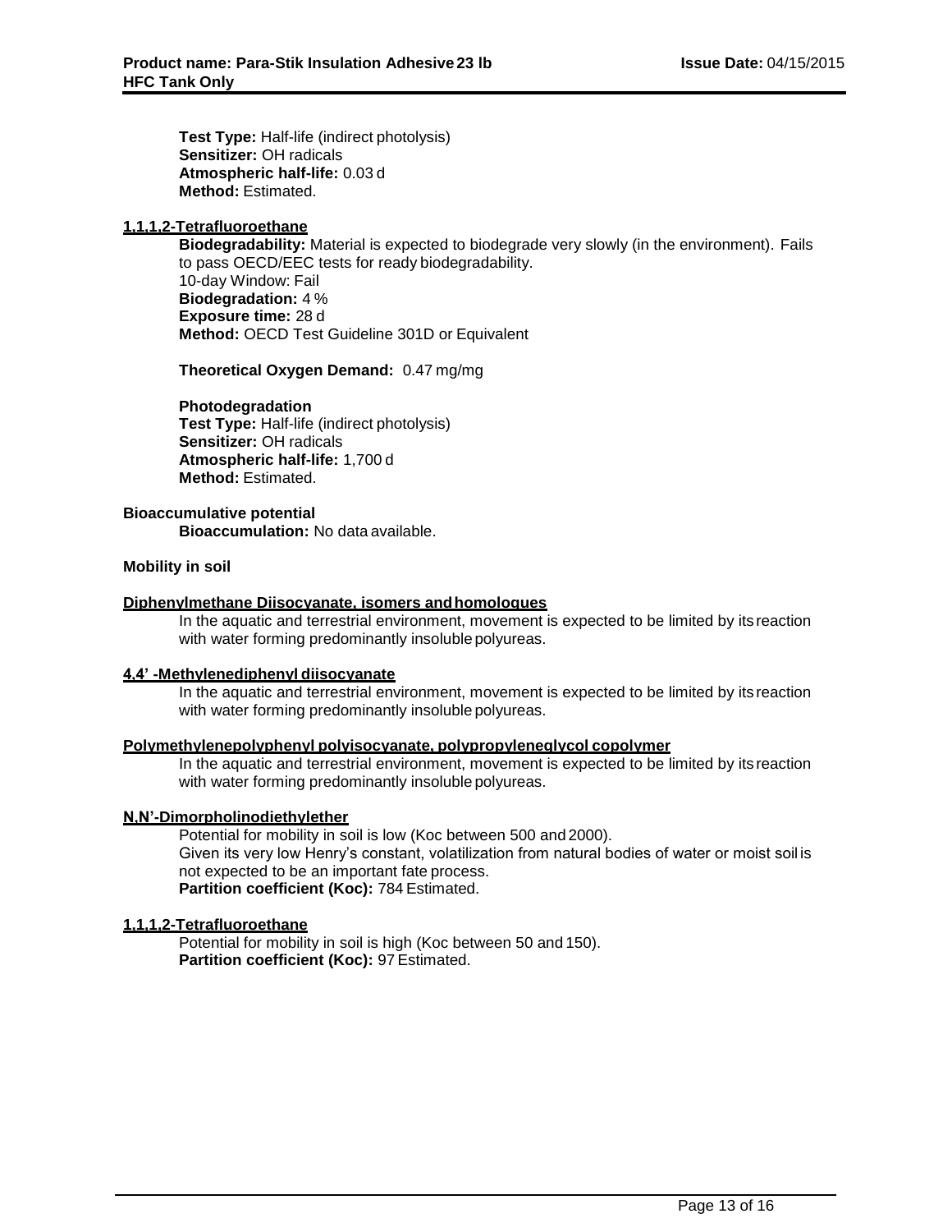**Test Type:** Half-life (indirect photolysis)
**Sensitizer:** OH radicals
**Atmospheric half-life:** 0.03 d
**Method:** Estimated.

<u>**1,1,1,2-Tetrafluoroethane**</u>

**Biodegradability:** Material is expected to biodegrade very slowly (in the environment). Fails to pass OECD/EEC tests for ready biodegradability.
10-day Window: Fail
**Biodegradation:** 4 %
**Exposure time:** 28 d
**Method:** OECD Test Guideline 301D or Equivalent

**Theoretical Oxygen Demand:** 0.47 mg/mg

**Photodegradation**
**Test Type:** Half-life (indirect photolysis)
**Sensitizer:** OH radicals
**Atmospheric half-life:** 1,700 d
**Method:** Estimated.

**Bioaccumulative potential**
**Bioaccumulation:** No data available.

**Mobility in soil**

<u>**Diphenylmethane Diisocyanate, isomers and homologues**</u>

In the aquatic and terrestrial environment, movement is expected to be limited by its reaction with water forming predominantly insoluble polyureas.

<u>**4,4' -Methylenediphenyl diisocyanate**</u>

In the aquatic and terrestrial environment, movement is expected to be limited by its reaction with water forming predominantly insoluble polyureas.

<u>**Polymethylenepolyphenyl polyisocyanate, polypropyleneglycol copolymer**</u>

In the aquatic and terrestrial environment, movement is expected to be limited by its reaction with water forming predominantly insoluble polyureas.

<u>**N,N'-Dimorpholinodiethylether**</u>

Potential for mobility in soil is low (Koc between 500 and 2000).
Given its very low Henry's constant, volatilization from natural bodies of water or moist soil is not expected to be an important fate process.
**Partition coefficient (Koc):** 784 Estimated.

<u>**1,1,1,2-Tetrafluoroethane**</u>

Potential for mobility in soil is high (Koc between 50 and 150).
**Partition coefficient (Koc):** 97 Estimated.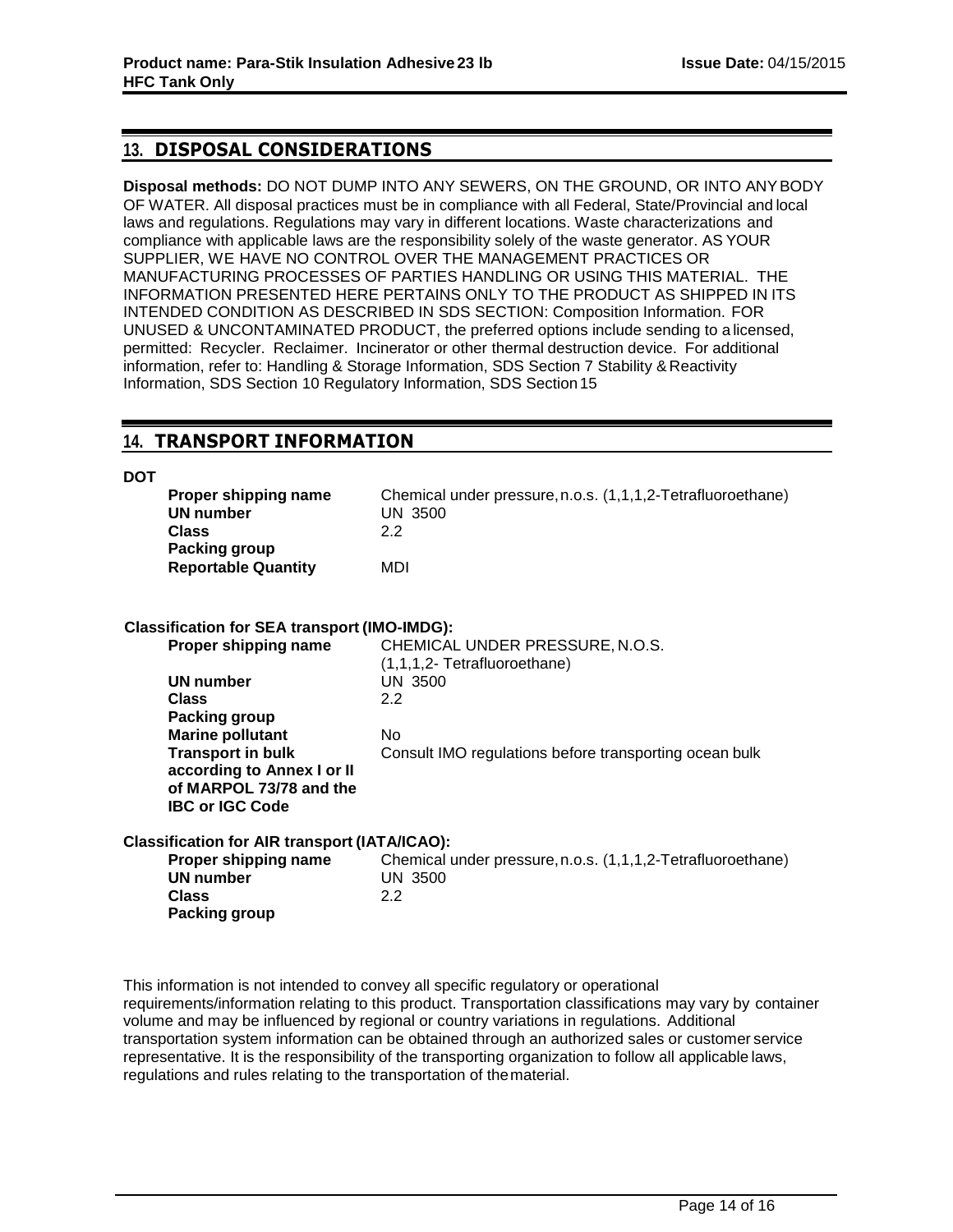## 13. DISPOSAL CONSIDERATIONS

**Disposal methods:** DO NOT DUMP INTO ANY SEWERS, ON THE GROUND, OR INTO ANY BODY OF WATER. All disposal practices must be in compliance with all Federal, State/Provincial and local laws and regulations. Regulations may vary in different locations. Waste characterizations and compliance with applicable laws are the responsibility solely of the waste generator. AS YOUR SUPPLIER, WE HAVE NO CONTROL OVER THE MANAGEMENT PRACTICES OR MANUFACTURING PROCESSES OF PARTIES HANDLING OR USING THIS MATERIAL. THE INFORMATION PRESENTED HERE PERTAINS ONLY TO THE PRODUCT AS SHIPPED IN ITS INTENDED CONDITION AS DESCRIBED IN SDS SECTION: Composition Information. FOR UNUSED & UNCONTAMINATED PRODUCT, the preferred options include sending to a licensed, permitted: Recycler. Reclaimer. Incinerator or other thermal destruction device. For additional information, refer to: Handling & Storage Information, SDS Section 7 Stability & Reactivity Information, SDS Section 10 Regulatory Information, SDS Section 15

## 14. TRANSPORT INFORMATION

**DOT**

| | |
|---|---|
| **Proper shipping name** | Chemical under pressure, n.o.s. (1,1,1,2-Tetrafluoroethane) |
| **UN number** | UN 3500 |
| **Class** | 2.2 |
| **Packing group** | |
| **Reportable Quantity** | MDI |

**Classification for SEA transport (IMO-IMDG):**

| | |
|---|---|
| **Proper shipping name** | CHEMICAL UNDER PRESSURE, N.O.S. (1,1,1,2- Tetrafluoroethane) |
| **UN number** | UN 3500 |
| **Class** | 2.2 |
| **Packing group** | |
| **Marine pollutant** | No |
| **Transport in bulk according to Annex I or II of MARPOL 73/78 and the IBC or IGC Code** | Consult IMO regulations before transporting ocean bulk |

**Classification for AIR transport (IATA/ICAO):**

| | |
|---|---|
| **Proper shipping name** | Chemical under pressure, n.o.s. (1,1,1,2-Tetrafluoroethane) |
| **UN number** | UN 3500 |
| **Class** | 2.2 |
| **Packing group** | |

This information is not intended to convey all specific regulatory or operational requirements/information relating to this product. Transportation classifications may vary by container volume and may be influenced by regional or country variations in regulations. Additional transportation system information can be obtained through an authorized sales or customer service representative. It is the responsibility of the transporting organization to follow all applicable laws, regulations and rules relating to the transportation of the material.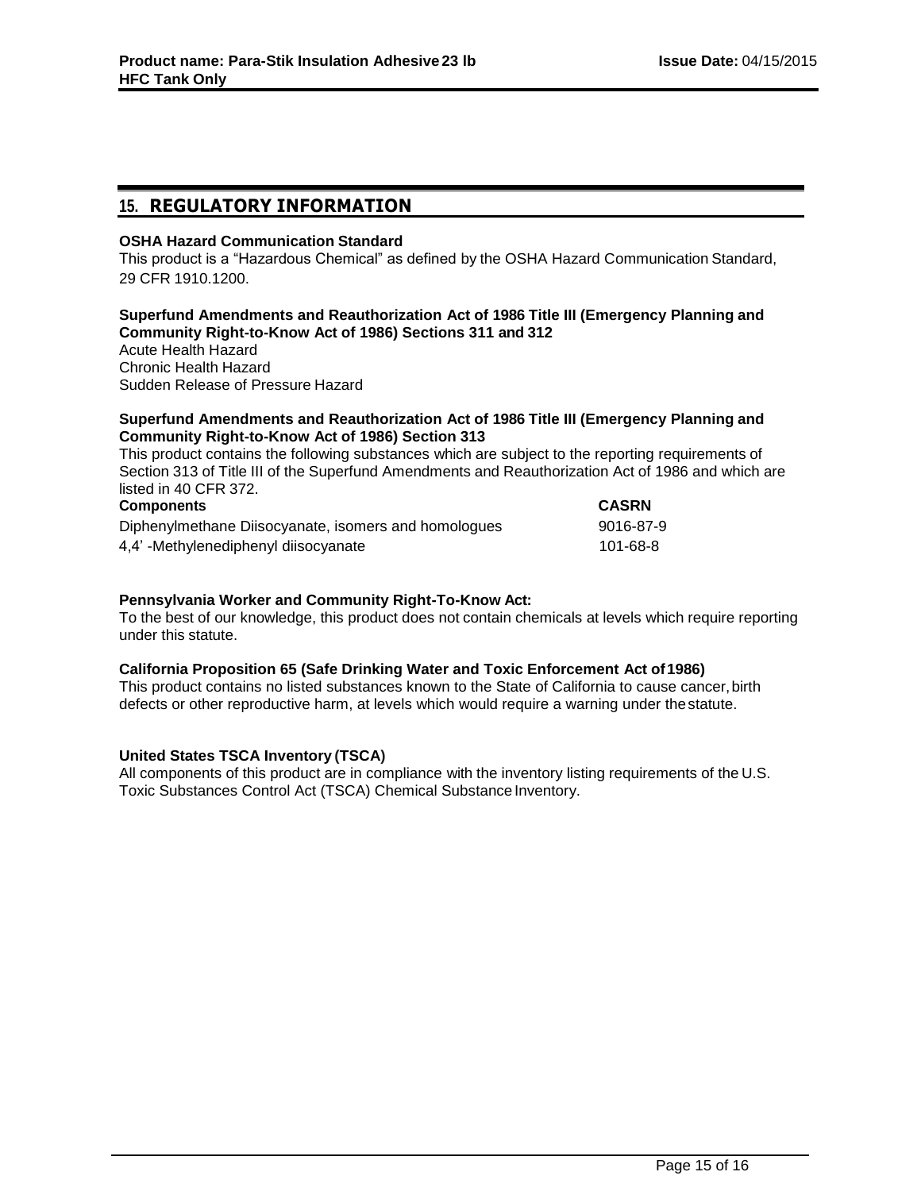## 15. REGULATORY INFORMATION

**OSHA Hazard Communication Standard**

This product is a "Hazardous Chemical" as defined by the OSHA Hazard Communication Standard, 29 CFR 1910.1200.

**Superfund Amendments and Reauthorization Act of 1986 Title III (Emergency Planning and Community Right-to-Know Act of 1986) Sections 311 and 312**

Acute Health Hazard
Chronic Health Hazard
Sudden Release of Pressure Hazard

**Superfund Amendments and Reauthorization Act of 1986 Title III (Emergency Planning and Community Right-to-Know Act of 1986) Section 313**

This product contains the following substances which are subject to the reporting requirements of Section 313 of Title III of the Superfund Amendments and Reauthorization Act of 1986 and which are listed in 40 CFR 372.

| Components | CASRN |
|---|---|
| Diphenylmethane Diisocyanate, isomers and homologues | 9016-87-9 |
| 4,4' -Methylenediphenyl diisocyanate | 101-68-8 |

**Pennsylvania Worker and Community Right-To-Know Act:**

To the best of our knowledge, this product does not contain chemicals at levels which require reporting under this statute.

**California Proposition 65 (Safe Drinking Water and Toxic Enforcement Act of 1986)**

This product contains no listed substances known to the State of California to cause cancer, birth defects or other reproductive harm, at levels which would require a warning under the statute.

**United States TSCA Inventory (TSCA)**

All components of this product are in compliance with the inventory listing requirements of the U.S. Toxic Substances Control Act (TSCA) Chemical Substance Inventory.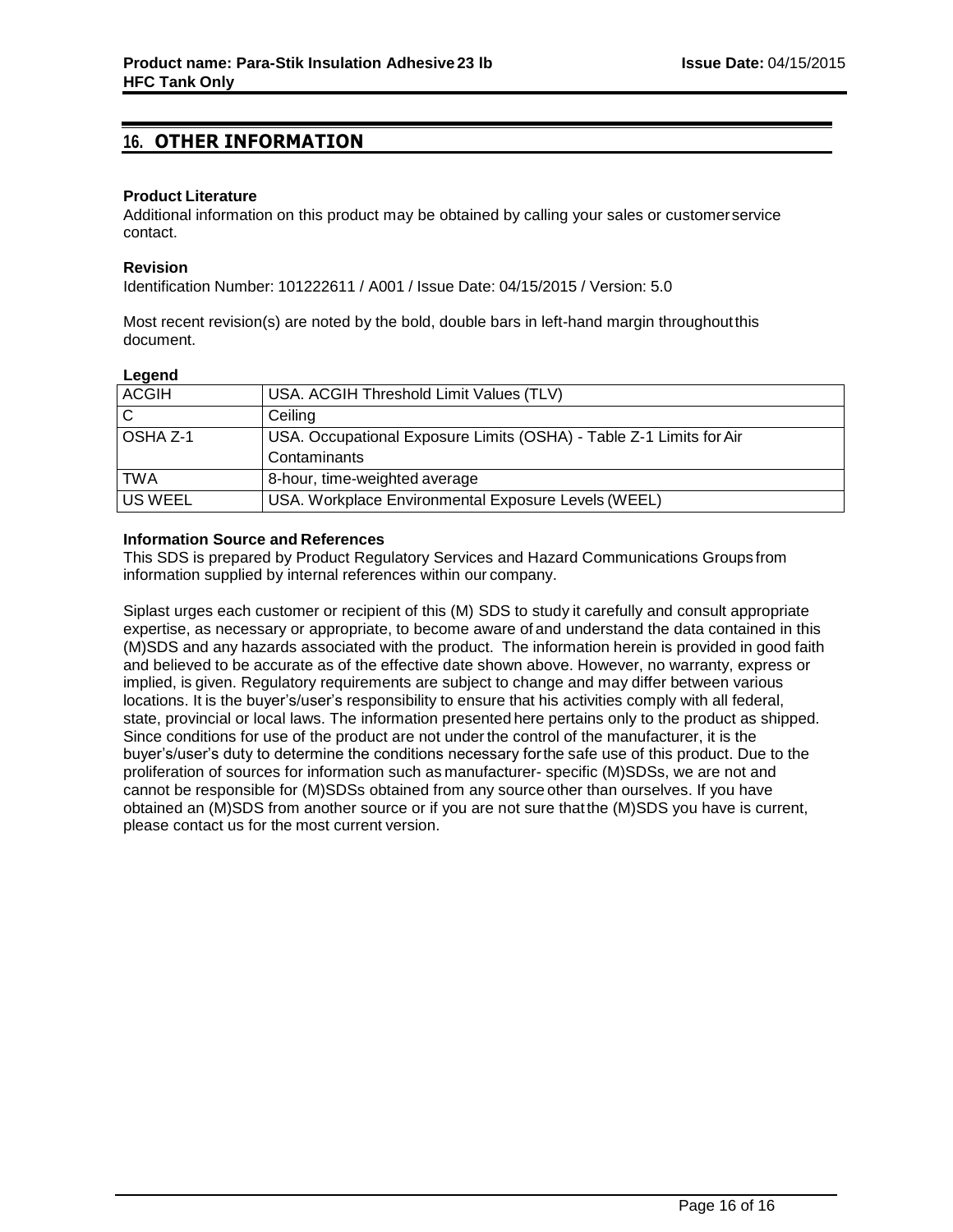## 16. OTHER INFORMATION

**Product Literature**

Additional information on this product may be obtained by calling your sales or customer service contact.

**Revision**

Identification Number: 101222611 / A001 / Issue Date: 04/15/2015 / Version: 5.0

Most recent revision(s) are noted by the bold, double bars in left-hand margin throughout this document.

**Legend**

| | |
|---|---|
| ACGIH | USA. ACGIH Threshold Limit Values (TLV) |
| C | Ceiling |
| OSHA Z-1 | USA. Occupational Exposure Limits (OSHA) - Table Z-1 Limits for Air Contaminants |
| TWA | 8-hour, time-weighted average |
| US WEEL | USA. Workplace Environmental Exposure Levels (WEEL) |

**Information Source and References**

This SDS is prepared by Product Regulatory Services and Hazard Communications Groups from information supplied by internal references within our company.

Siplast urges each customer or recipient of this (M) SDS to study it carefully and consult appropriate expertise, as necessary or appropriate, to become aware of and understand the data contained in this (M)SDS and any hazards associated with the product. The information herein is provided in good faith and believed to be accurate as of the effective date shown above. However, no warranty, express or implied, is given. Regulatory requirements are subject to change and may differ between various locations. It is the buyer's/user's responsibility to ensure that his activities comply with all federal, state, provincial or local laws. The information presented here pertains only to the product as shipped. Since conditions for use of the product are not under the control of the manufacturer, it is the buyer's/user's duty to determine the conditions necessary for the safe use of this product. Due to the proliferation of sources for information such as manufacturer- specific (M)SDSs, we are not and cannot be responsible for (M)SDSs obtained from any source other than ourselves. If you have obtained an (M)SDS from another source or if you are not sure that the (M)SDS you have is current, please contact us for the most current version.